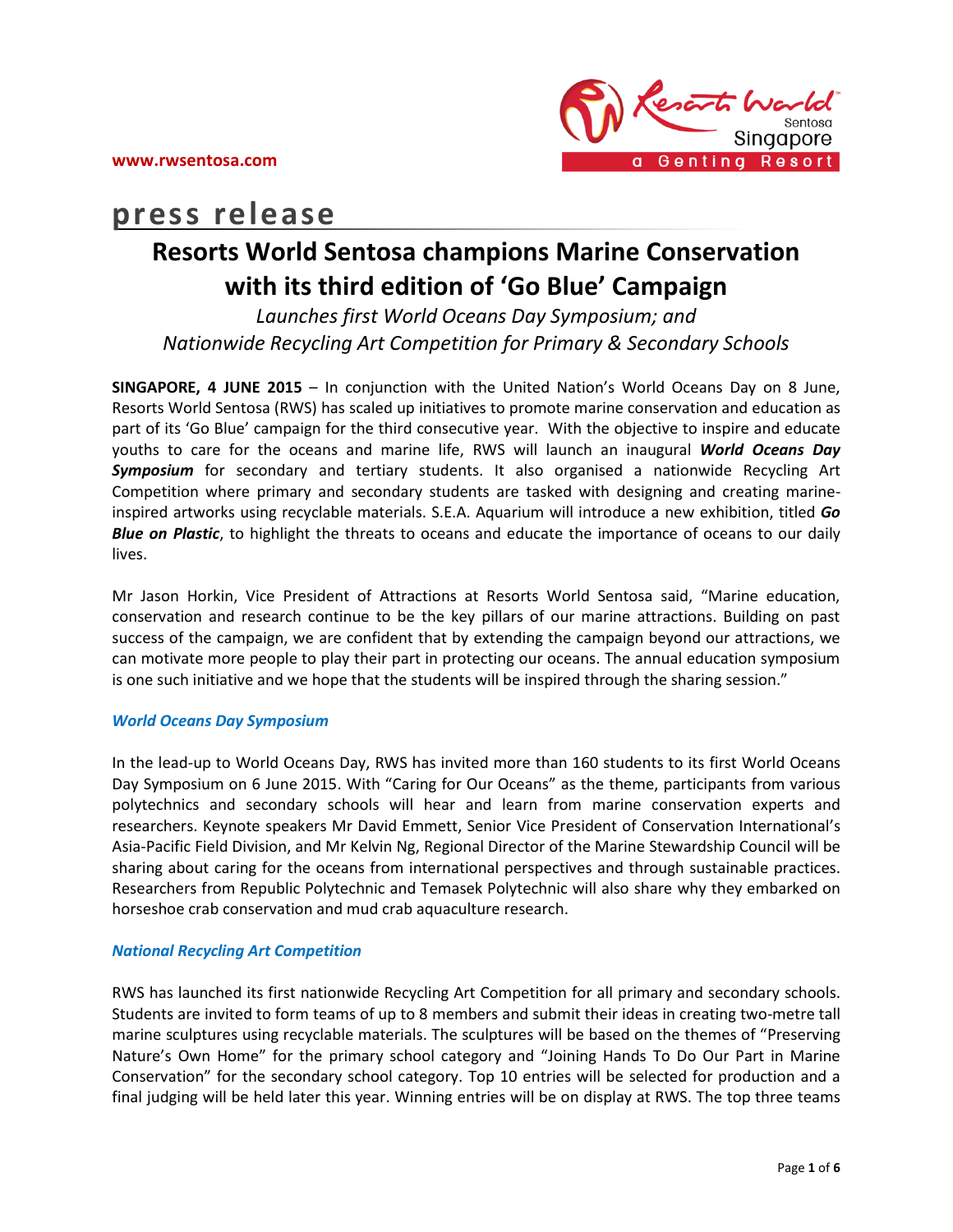www.rwsentosa.com

# press release

## Resorts World Sentosa champions Marine Conservation with its third edition of 'Go Blue' Campaign

*Launches first World Oceans Day Symposium; and Nationwide Recycling Art Competition for Primary & Secondary Schools*

**SINGAPORE, 4 JUNE 2015** – In conjunction with the United Nation's World Oceans Day on 8 June, Resorts World Sentosa (RWS) has scaled up initiatives to promote marine conservation and education as part of its 'Go Blue' campaign for the third consecutive year. With the objective to inspire and educate youths to care for the oceans and marine life, RWS will launch an inaugural ***World Oceans Day Symposium*** for secondary and tertiary students. It also organised a nationwide Recycling Art Competition where primary and secondary students are tasked with designing and creating marine-inspired artworks using recyclable materials. S.E.A. Aquarium will introduce a new exhibition, titled ***Go Blue on Plastic***, to highlight the threats to oceans and educate the importance of oceans to our daily lives.

Mr Jason Horkin, Vice President of Attractions at Resorts World Sentosa said, "Marine education, conservation and research continue to be the key pillars of our marine attractions. Building on past success of the campaign, we are confident that by extending the campaign beyond our attractions, we can motivate more people to play their part in protecting our oceans. The annual education symposium is one such initiative and we hope that the students will be inspired through the sharing session."

### *World Oceans Day Symposium*

In the lead-up to World Oceans Day, RWS has invited more than 160 students to its first World Oceans Day Symposium on 6 June 2015. With "Caring for Our Oceans" as the theme, participants from various polytechnics and secondary schools will hear and learn from marine conservation experts and researchers. Keynote speakers Mr David Emmett, Senior Vice President of Conservation International's Asia-Pacific Field Division, and Mr Kelvin Ng, Regional Director of the Marine Stewardship Council will be sharing about caring for the oceans from international perspectives and through sustainable practices. Researchers from Republic Polytechnic and Temasek Polytechnic will also share why they embarked on horseshoe crab conservation and mud crab aquaculture research.

### *National Recycling Art Competition*

RWS has launched its first nationwide Recycling Art Competition for all primary and secondary schools. Students are invited to form teams of up to 8 members and submit their ideas in creating two-metre tall marine sculptures using recyclable materials. The sculptures will be based on the themes of "Preserving Nature's Own Home" for the primary school category and "Joining Hands To Do Our Part in Marine Conservation" for the secondary school category. Top 10 entries will be selected for production and a final judging will be held later this year. Winning entries will be on display at RWS. The top three teams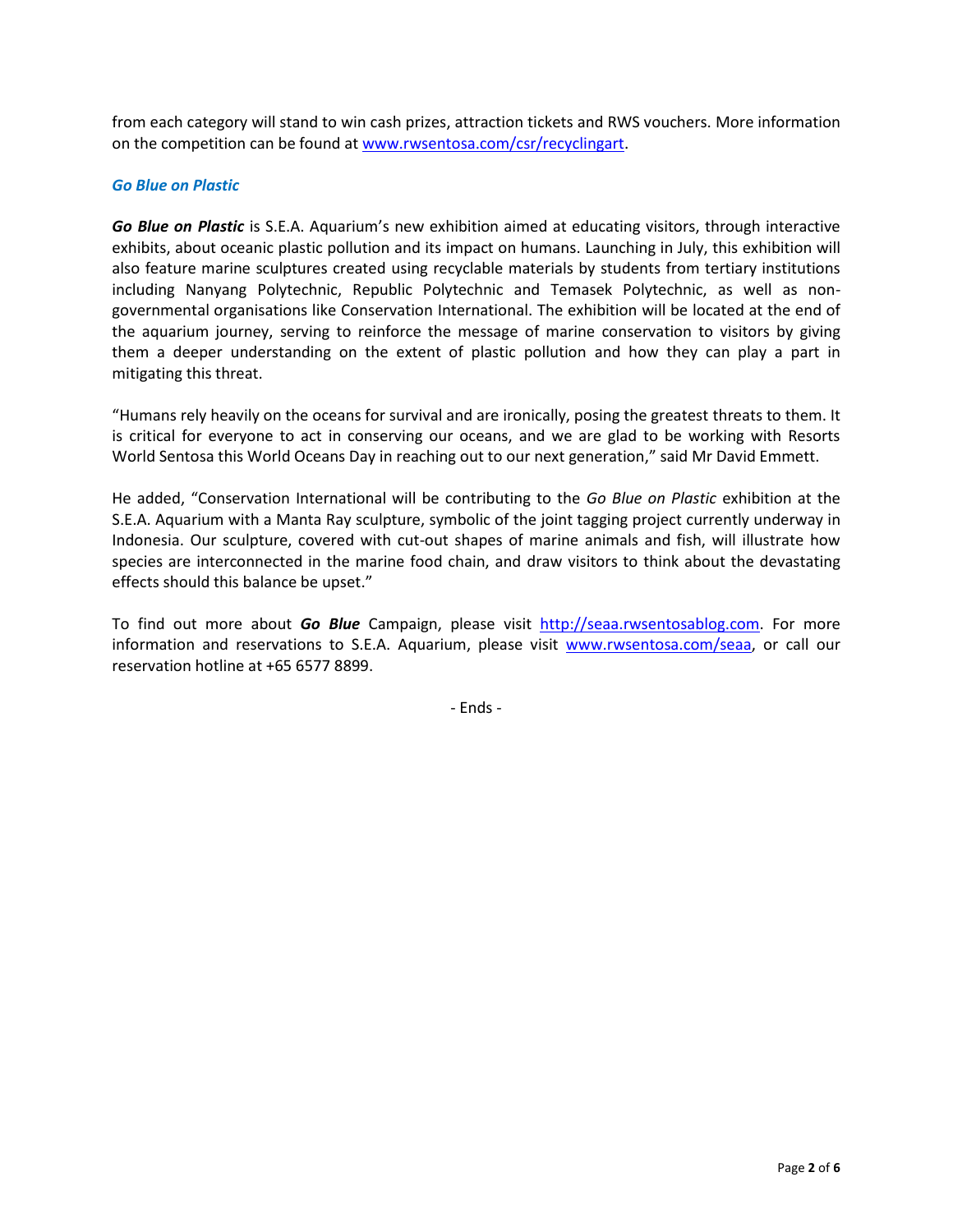from each category will stand to win cash prizes, attraction tickets and RWS vouchers. More information on the competition can be found at [www.rwsentosa.com/csr/recyclingart](www.rwsentosa.com/csr/recyclingart).

### *Go Blue on Plastic*

***Go Blue on Plastic*** is S.E.A. Aquarium's new exhibition aimed at educating visitors, through interactive exhibits, about oceanic plastic pollution and its impact on humans. Launching in July, this exhibition will also feature marine sculptures created using recyclable materials by students from tertiary institutions including Nanyang Polytechnic, Republic Polytechnic and Temasek Polytechnic, as well as non-governmental organisations like Conservation International. The exhibition will be located at the end of the aquarium journey, serving to reinforce the message of marine conservation to visitors by giving them a deeper understanding on the extent of plastic pollution and how they can play a part in mitigating this threat.

"Humans rely heavily on the oceans for survival and are ironically, posing the greatest threats to them. It is critical for everyone to act in conserving our oceans, and we are glad to be working with Resorts World Sentosa this World Oceans Day in reaching out to our next generation," said Mr David Emmett.

He added, "Conservation International will be contributing to the *Go Blue on Plastic* exhibition at the S.E.A. Aquarium with a Manta Ray sculpture, symbolic of the joint tagging project currently underway in Indonesia. Our sculpture, covered with cut-out shapes of marine animals and fish, will illustrate how species are interconnected in the marine food chain, and draw visitors to think about the devastating effects should this balance be upset."

To find out more about ***Go Blue*** Campaign, please visit [http://seaa.rwsentosablog.com](http://seaa.rwsentosablog.com). For more information and reservations to S.E.A. Aquarium, please visit [www.rwsentosa.com/seaa](www.rwsentosa.com/seaa), or call our reservation hotline at +65 6577 8899.

- Ends -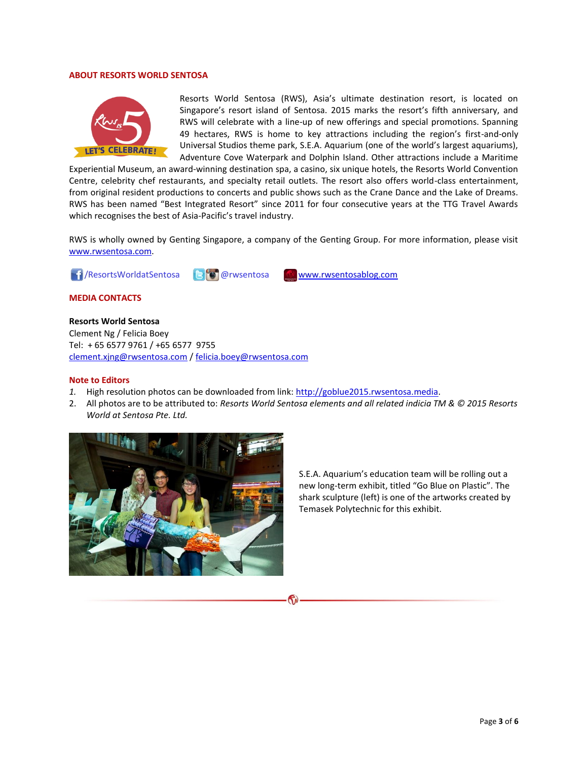## ABOUT RESORTS WORLD SENTOSA

Resorts World Sentosa (RWS), Asia's ultimate destination resort, is located on Singapore's resort island of Sentosa. 2015 marks the resort's fifth anniversary, and RWS will celebrate with a line-up of new offerings and special promotions. Spanning 49 hectares, RWS is home to key attractions including the region's first-and-only Universal Studios theme park, S.E.A. Aquarium (one of the world's largest aquariums), Adventure Cove Waterpark and Dolphin Island. Other attractions include a Maritime Experiential Museum, an award-winning destination spa, a casino, six unique hotels, the Resorts World Convention Centre, celebrity chef restaurants, and specialty retail outlets. The resort also offers world-class entertainment, from original resident productions to concerts and public shows such as the Crane Dance and the Lake of Dreams. RWS has been named "Best Integrated Resort" since 2011 for four consecutive years at the TTG Travel Awards which recognises the best of Asia-Pacific's travel industry.

RWS is wholly owned by Genting Singapore, a company of the Genting Group. For more information, please visit www.rwsentosa.com.

/ResortsWorldatSentosa @rwsentosa www.rwsentosablog.com

## MEDIA CONTACTS

**Resorts World Sentosa**
Clement Ng / Felicia Boey
Tel: + 65 6577 9761 / +65 6577 9755
clement.xjng@rwsentosa.com / felicia.boey@rwsentosa.com

## Note to Editors

1. High resolution photos can be downloaded from link: http://goblue2015.rwsentosa.media.
2. All photos are to be attributed to: *Resorts World Sentosa elements and all related indicia TM & © 2015 Resorts World at Sentosa Pte. Ltd.*

S.E.A. Aquarium's education team will be rolling out a new long-term exhibit, titled "Go Blue on Plastic". The shark sculpture (left) is one of the artworks created by Temasek Polytechnic for this exhibit.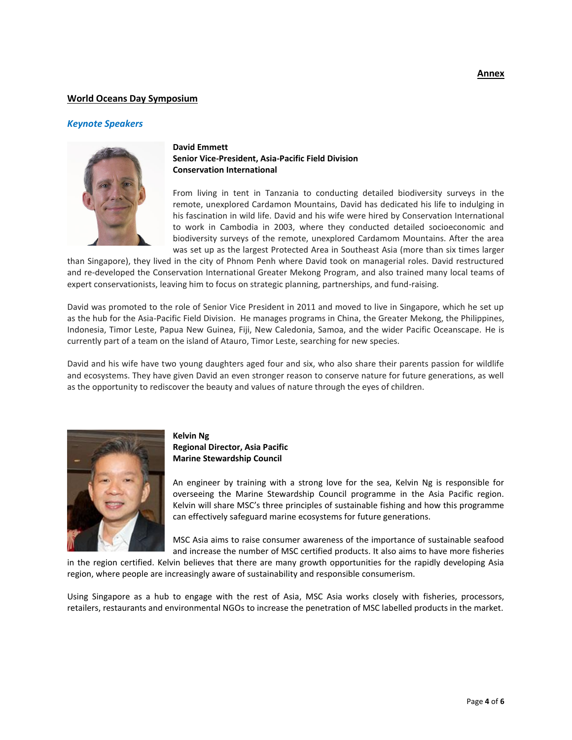**Annex**

## World Oceans Day Symposium

### *Keynote Speakers*

**David Emmett**
**Senior Vice-President, Asia-Pacific Field Division**
**Conservation International**

From living in tent in Tanzania to conducting detailed biodiversity surveys in the remote, unexplored Cardamon Mountains, David has dedicated his life to indulging in his fascination in wild life. David and his wife were hired by Conservation International to work in Cambodia in 2003, where they conducted detailed socioeconomic and biodiversity surveys of the remote, unexplored Cardamom Mountains. After the area was set up as the largest Protected Area in Southeast Asia (more than six times larger than Singapore), they lived in the city of Phnom Penh where David took on managerial roles. David restructured and re-developed the Conservation International Greater Mekong Program, and also trained many local teams of expert conservationists, leaving him to focus on strategic planning, partnerships, and fund-raising.

David was promoted to the role of Senior Vice President in 2011 and moved to live in Singapore, which he set up as the hub for the Asia-Pacific Field Division. He manages programs in China, the Greater Mekong, the Philippines, Indonesia, Timor Leste, Papua New Guinea, Fiji, New Caledonia, Samoa, and the wider Pacific Oceanscape. He is currently part of a team on the island of Atauro, Timor Leste, searching for new species.

David and his wife have two young daughters aged four and six, who also share their parents passion for wildlife and ecosystems. They have given David an even stronger reason to conserve nature for future generations, as well as the opportunity to rediscover the beauty and values of nature through the eyes of children.

**Kelvin Ng**
**Regional Director, Asia Pacific**
**Marine Stewardship Council**

An engineer by training with a strong love for the sea, Kelvin Ng is responsible for overseeing the Marine Stewardship Council programme in the Asia Pacific region. Kelvin will share MSC's three principles of sustainable fishing and how this programme can effectively safeguard marine ecosystems for future generations.

MSC Asia aims to raise consumer awareness of the importance of sustainable seafood and increase the number of MSC certified products. It also aims to have more fisheries in the region certified. Kelvin believes that there are many growth opportunities for the rapidly developing Asia region, where people are increasingly aware of sustainability and responsible consumerism.

Using Singapore as a hub to engage with the rest of Asia, MSC Asia works closely with fisheries, processors, retailers, restaurants and environmental NGOs to increase the penetration of MSC labelled products in the market.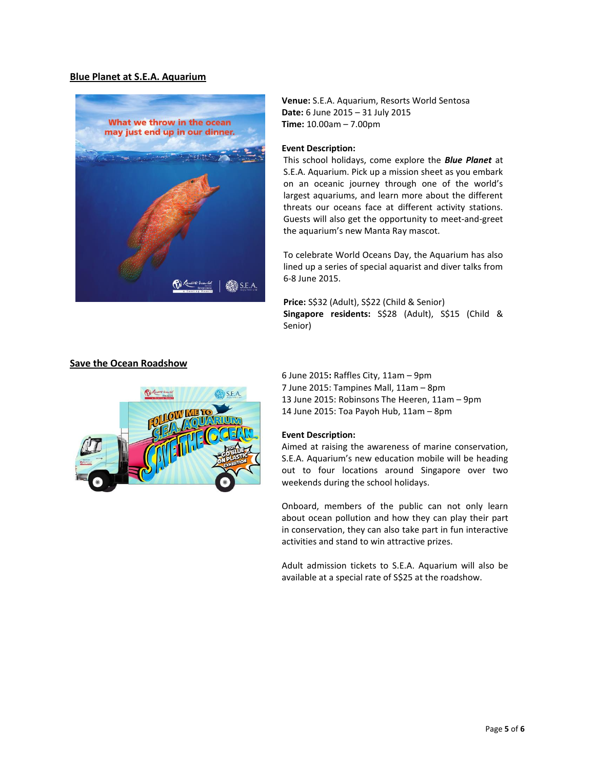## Blue Planet at S.E.A. Aquarium

**Venue:** S.E.A. Aquarium, Resorts World Sentosa
**Date:** 6 June 2015 – 31 July 2015
**Time:** 10.00am – 7.00pm

**Event Description:**
This school holidays, come explore the ***Blue Planet*** at S.E.A. Aquarium. Pick up a mission sheet as you embark on an oceanic journey through one of the world's largest aquariums, and learn more about the different threats our oceans face at different activity stations. Guests will also get the opportunity to meet-and-greet the aquarium's new Manta Ray mascot.

To celebrate World Oceans Day, the Aquarium has also lined up a series of special aquarist and diver talks from 6-8 June 2015.

**Price:** S$32 (Adult), S$22 (Child & Senior)
**Singapore residents:** S$28 (Adult), S$15 (Child & Senior)

## Save the Ocean Roadshow

6 June 2015**:** Raffles City, 11am – 9pm
7 June 2015: Tampines Mall, 11am – 8pm
13 June 2015: Robinsons The Heeren, 11am – 9pm
14 June 2015: Toa Payoh Hub, 11am – 8pm

**Event Description:**
Aimed at raising the awareness of marine conservation, S.E.A. Aquarium's new education mobile will be heading out to four locations around Singapore over two weekends during the school holidays.

Onboard, members of the public can not only learn about ocean pollution and how they can play their part in conservation, they can also take part in fun interactive activities and stand to win attractive prizes.

Adult admission tickets to S.E.A. Aquarium will also be available at a special rate of S$25 at the roadshow.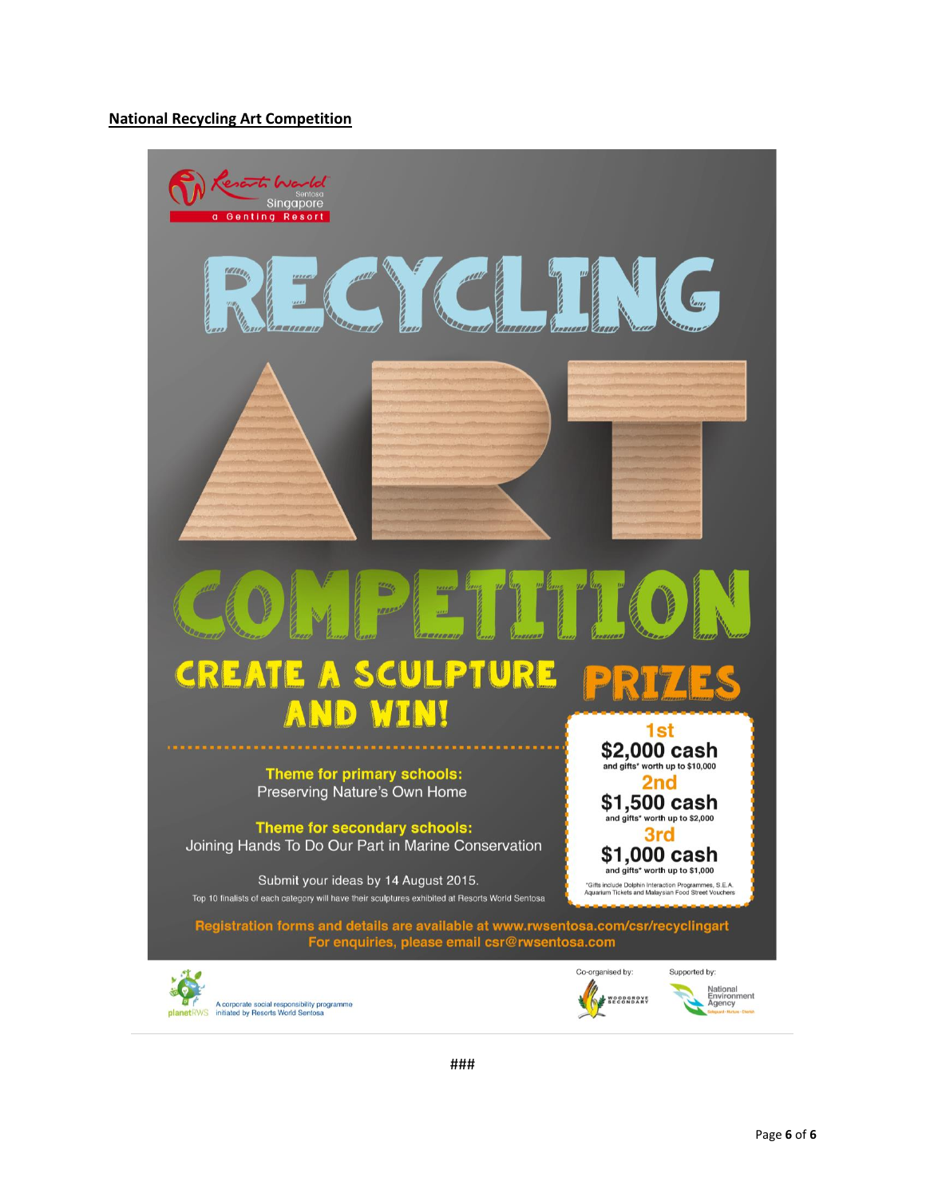**National Recycling Art Competition**

Resorts World Sentosa Singapore
a Genting Resort

# RECYCLING ART COMPETITION

**CREATE A SCULPTURE AND WIN!**

**Theme for primary schools:**
Preserving Nature's Own Home

**Theme for secondary schools:**
Joining Hands To Do Our Part in Marine Conservation

Submit your ideas by 14 August 2015.

Top 10 finalists of each category will have their sculptures exhibited at Resorts World Sentosa

**PRIZES**

**1st**
**$2,000 cash**
and gifts* worth up to $10,000

**2nd**
**$1,500 cash**
and gifts* worth up to $2,000

**3rd**
**$1,000 cash**
and gifts* worth up to $1,000

*Gifts include Dolphin Interaction Programmes, S.E.A. Aquarium Tickets and Malaysian Food Street Vouchers

**Registration forms and details are available at www.rwsentosa.com/csr/recyclingart**
**For enquiries, please email csr@rwsentosa.com**

planetRWS — A corporate social responsibility programme initiated by Resorts World Sentosa

Co-organised by: Woodgrove Secondary

Supported by: National Environment Agency

###